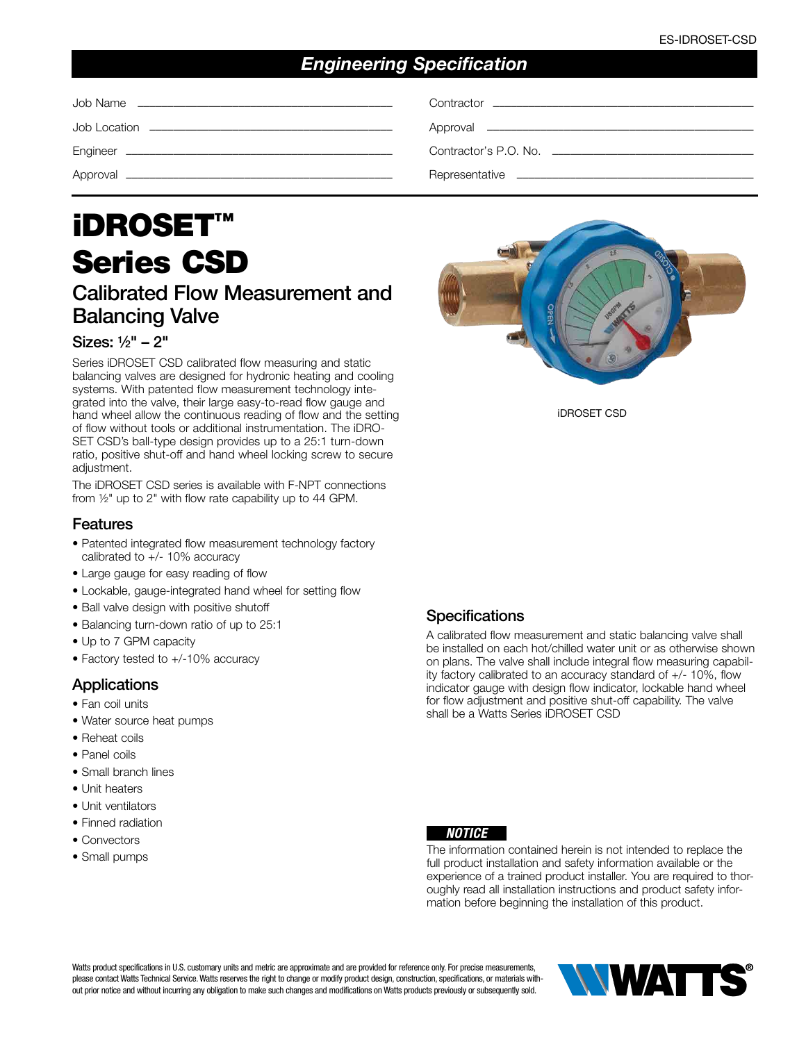ES-IDROSET-CSD

## Engineering Specification

| | | | |
|---|---|---|---|
| Job Name | | Contractor | |
| Job Location | | Approval | |
| Engineer | | Contractor's P.O. No. | |
| Approval | | Representative | |

# iDROSET™ Series CSD

## Calibrated Flow Measurement and Balancing Valve

### Sizes: ½" – 2"

Series iDROSET CSD calibrated flow measuring and static balancing valves are designed for hydronic heating and cooling systems. With patented flow measurement technology integrated into the valve, their large easy-to-read flow gauge and hand wheel allow the continuous reading of flow and the setting of flow without tools or additional instrumentation. The iDROSET CSD's ball-type design provides up to a 25:1 turn-down ratio, positive shut-off and hand wheel locking screw to secure adjustment.

The iDROSET CSD series is available with F-NPT connections from ½" up to 2" with flow rate capability up to 44 GPM.

iDROSET CSD

### Features

- Patented integrated flow measurement technology factory calibrated to +/- 10% accuracy
- Large gauge for easy reading of flow
- Lockable, gauge-integrated hand wheel for setting flow
- Ball valve design with positive shutoff
- Balancing turn-down ratio of up to 25:1
- Up to 7 GPM capacity
- Factory tested to +/-10% accuracy

### Applications

- Fan coil units
- Water source heat pumps
- Reheat coils
- Panel coils
- Small branch lines
- Unit heaters
- Unit ventilators
- Finned radiation
- Convectors
- Small pumps

### Specifications

A calibrated flow measurement and static balancing valve shall be installed on each hot/chilled water unit or as otherwise shown on plans. The valve shall include integral flow measuring capability factory calibrated to an accuracy standard of +/- 10%, flow indicator gauge with design flow indicator, lockable hand wheel for flow adjustment and positive shut-off capability. The valve shall be a Watts Series iDROSET CSD

***NOTICE***

The information contained herein is not intended to replace the full product installation and safety information available or the experience of a trained product installer. You are required to thoroughly read all installation instructions and product safety information before beginning the installation of this product.

Watts product specifications in U.S. customary units and metric are approximate and are provided for reference only. For precise measurements, please contact Watts Technical Service. Watts reserves the right to change or modify product design, construction, specifications, or materials without prior notice and without incurring any obligation to make such changes and modifications on Watts products previously or subsequently sold.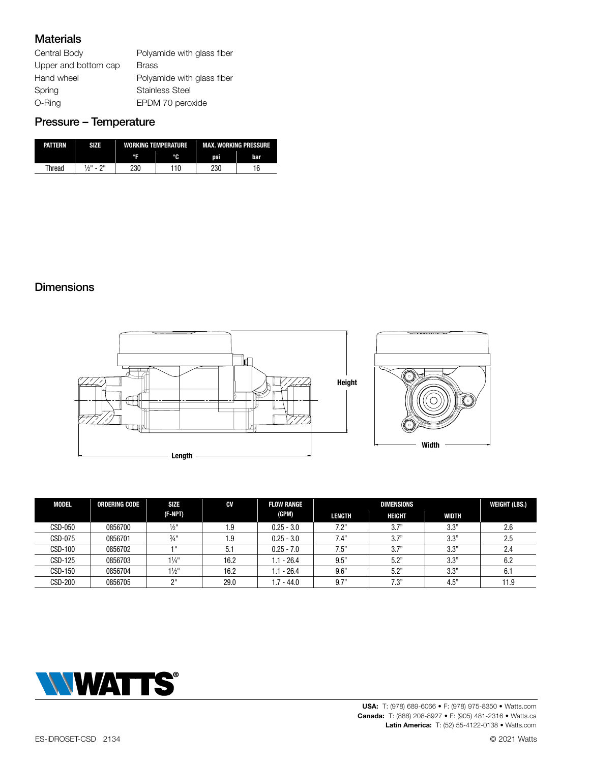## Materials

| | |
|---|---|
| Central Body | Polyamide with glass fiber |
| Upper and bottom cap | Brass |
| Hand wheel | Polyamide with glass fiber |
| Spring | Stainless Steel |
| O-Ring | EPDM 70 peroxide |

## Pressure – Temperature

| PATTERN | SIZE | WORKING TEMPERATURE | | MAX. WORKING PRESSURE | |
|---|---|---|---|---|---|
| | | °F | °C | psi | bar |
| Thread | ½" - 2" | 230 | 110 | 230 | 16 |

## Dimensions

Height

Width

Length

| MODEL | ORDERING CODE | SIZE (F-NPT) | CV | FLOW RANGE (GPM) | DIMENSIONS | | | WEIGHT (LBS.) |
|---|---|---|---|---|---|---|---|---|
| | | | | | LENGTH | HEIGHT | WIDTH | |
| CSD-050 | 0856700 | ½" | 1.9 | 0.25 - 3.0 | 7.2" | 3.7" | 3.3" | 2.6 |
| CSD-075 | 0856701 | ¾" | 1.9 | 0.25 - 3.0 | 7.4" | 3.7" | 3.3" | 2.5 |
| CSD-100 | 0856702 | 1" | 5.1 | 0.25 - 7.0 | 7.5" | 3.7" | 3.3" | 2.4 |
| CSD-125 | 0856703 | 1¼" | 16.2 | 1.1 - 26.4 | 9.5" | 5.2" | 3.3" | 6.2 |
| CSD-150 | 0856704 | 1½" | 16.2 | 1.1 - 26.4 | 9.6" | 5.2" | 3.3" | 6.1 |
| CSD-200 | 0856705 | 2" | 29.0 | 1.7 - 44.0 | 9.7" | 7.3" | 4.5" | 11.9 |

WATTS®

**USA:** T: (978) 689-6066 • F: (978) 975-8350 • Watts.com
**Canada:** T: (888) 208-8927 • F: (905) 481-2316 • Watts.ca
**Latin America:** T: (52) 55-4122-0138 • Watts.com

ES-iDROSET-CSD 2134

© 2021 Watts